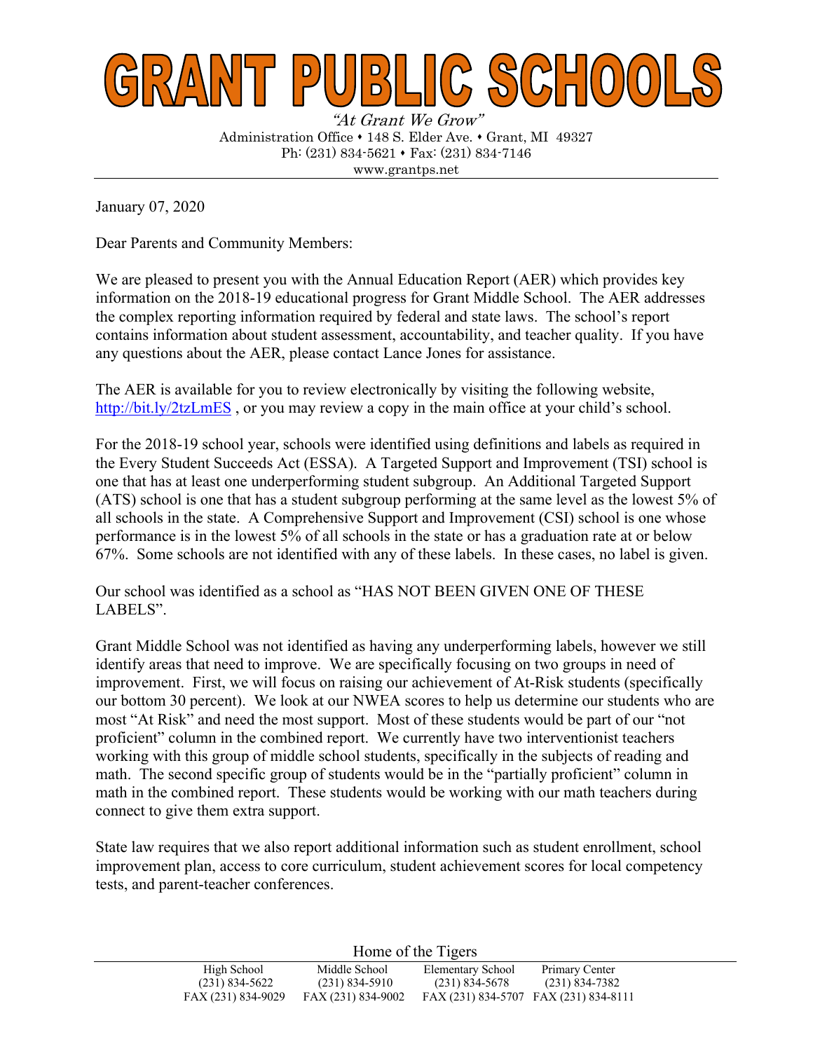# GRANT PUBLIC SCHOOLS

*"At Grant We Grow"*

Administration Office • 148 S. Elder Ave. • Grant, MI 49327
Ph: (231) 834-5621 • Fax: (231) 834-7146
www.grantps.net

January 07, 2020

Dear Parents and Community Members:

We are pleased to present you with the Annual Education Report (AER) which provides key information on the 2018-19 educational progress for Grant Middle School. The AER addresses the complex reporting information required by federal and state laws. The school's report contains information about student assessment, accountability, and teacher quality. If you have any questions about the AER, please contact Lance Jones for assistance.

The AER is available for you to review electronically by visiting the following website, http://bit.ly/2tzLmES , or you may review a copy in the main office at your child's school.

For the 2018-19 school year, schools were identified using definitions and labels as required in the Every Student Succeeds Act (ESSA). A Targeted Support and Improvement (TSI) school is one that has at least one underperforming student subgroup. An Additional Targeted Support (ATS) school is one that has a student subgroup performing at the same level as the lowest 5% of all schools in the state. A Comprehensive Support and Improvement (CSI) school is one whose performance is in the lowest 5% of all schools in the state or has a graduation rate at or below 67%. Some schools are not identified with any of these labels. In these cases, no label is given.

Our school was identified as a school as "HAS NOT BEEN GIVEN ONE OF THESE LABELS".

Grant Middle School was not identified as having any underperforming labels, however we still identify areas that need to improve. We are specifically focusing on two groups in need of improvement. First, we will focus on raising our achievement of At-Risk students (specifically our bottom 30 percent). We look at our NWEA scores to help us determine our students who are most "At Risk" and need the most support. Most of these students would be part of our "not proficient" column in the combined report. We currently have two interventionist teachers working with this group of middle school students, specifically in the subjects of reading and math. The second specific group of students would be in the "partially proficient" column in math in the combined report. These students would be working with our math teachers during connect to give them extra support.

State law requires that we also report additional information such as student enrollment, school improvement plan, access to core curriculum, student achievement scores for local competency tests, and parent-teacher conferences.

Home of the Tigers

| High School | Middle School | Elementary School | Primary Center |
|---|---|---|---|
| (231) 834-5622 | (231) 834-5910 | (231) 834-5678 | (231) 834-7382 |
| FAX (231) 834-9029 | FAX (231) 834-9002 | FAX (231) 834-5707 | FAX (231) 834-8111 |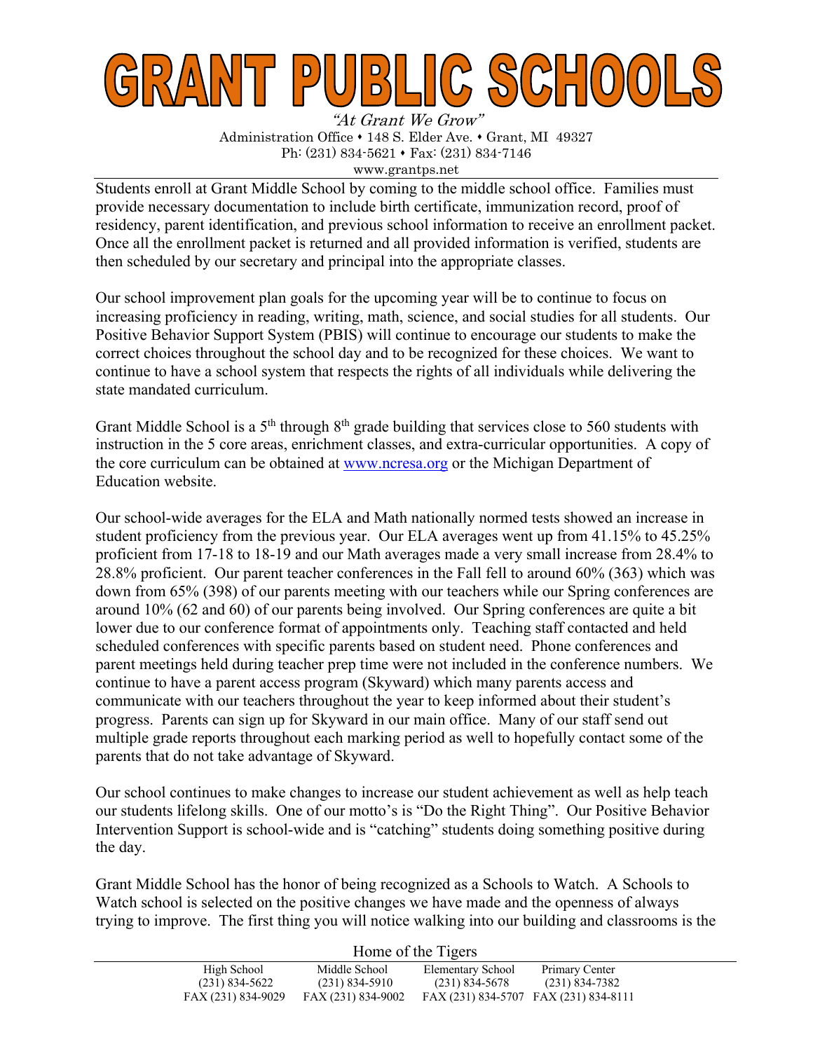Students enroll at Grant Middle School by coming to the middle school office. Families must provide necessary documentation to include birth certificate, immunization record, proof of residency, parent identification, and previous school information to receive an enrollment packet. Once all the enrollment packet is returned and all provided information is verified, students are then scheduled by our secretary and principal into the appropriate classes.

Our school improvement plan goals for the upcoming year will be to continue to focus on increasing proficiency in reading, writing, math, science, and social studies for all students. Our Positive Behavior Support System (PBIS) will continue to encourage our students to make the correct choices throughout the school day and to be recognized for these choices. We want to continue to have a school system that respects the rights of all individuals while delivering the state mandated curriculum.

Grant Middle School is a 5th through 8th grade building that services close to 560 students with instruction in the 5 core areas, enrichment classes, and extra-curricular opportunities. A copy of the core curriculum can be obtained at [www.ncresa.org](http://www.ncresa.org) or the Michigan Department of Education website.

Our school-wide averages for the ELA and Math nationally normed tests showed an increase in student proficiency from the previous year. Our ELA averages went up from 41.15% to 45.25% proficient from 17-18 to 18-19 and our Math averages made a very small increase from 28.4% to 28.8% proficient. Our parent teacher conferences in the Fall fell to around 60% (363) which was down from 65% (398) of our parents meeting with our teachers while our Spring conferences are around 10% (62 and 60) of our parents being involved. Our Spring conferences are quite a bit lower due to our conference format of appointments only. Teaching staff contacted and held scheduled conferences with specific parents based on student need. Phone conferences and parent meetings held during teacher prep time were not included in the conference numbers. We continue to have a parent access program (Skyward) which many parents access and communicate with our teachers throughout the year to keep informed about their student's progress. Parents can sign up for Skyward in our main office. Many of our staff send out multiple grade reports throughout each marking period as well to hopefully contact some of the parents that do not take advantage of Skyward.

Our school continues to make changes to increase our student achievement as well as help teach our students lifelong skills. One of our motto's is "Do the Right Thing". Our Positive Behavior Intervention Support is school-wide and is "catching" students doing something positive during the day.

Grant Middle School has the honor of being recognized as a Schools to Watch. A Schools to Watch school is selected on the positive changes we have made and the openness of always trying to improve. The first thing you will notice walking into our building and classrooms is the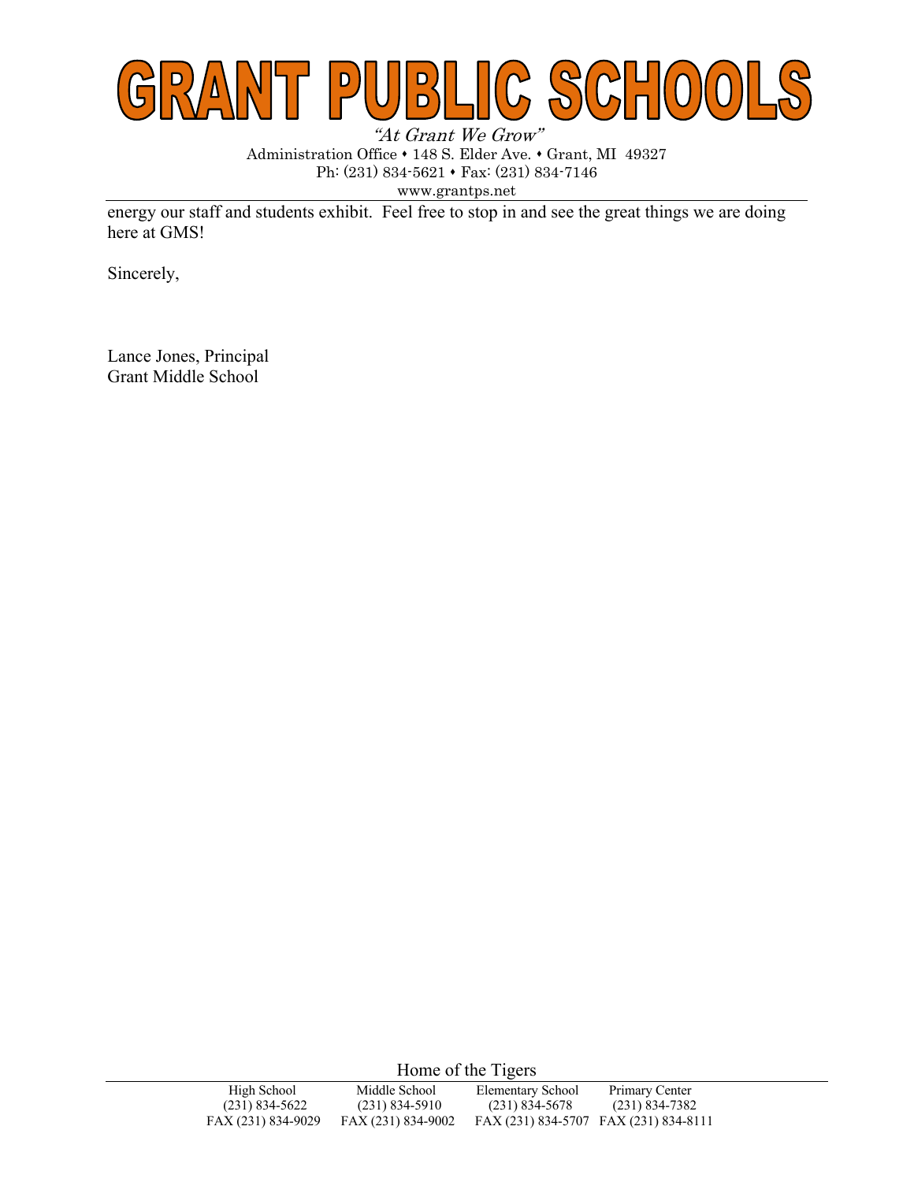energy our staff and students exhibit. Feel free to stop in and see the great things we are doing here at GMS!

Sincerely,

Lance Jones, Principal
Grant Middle School